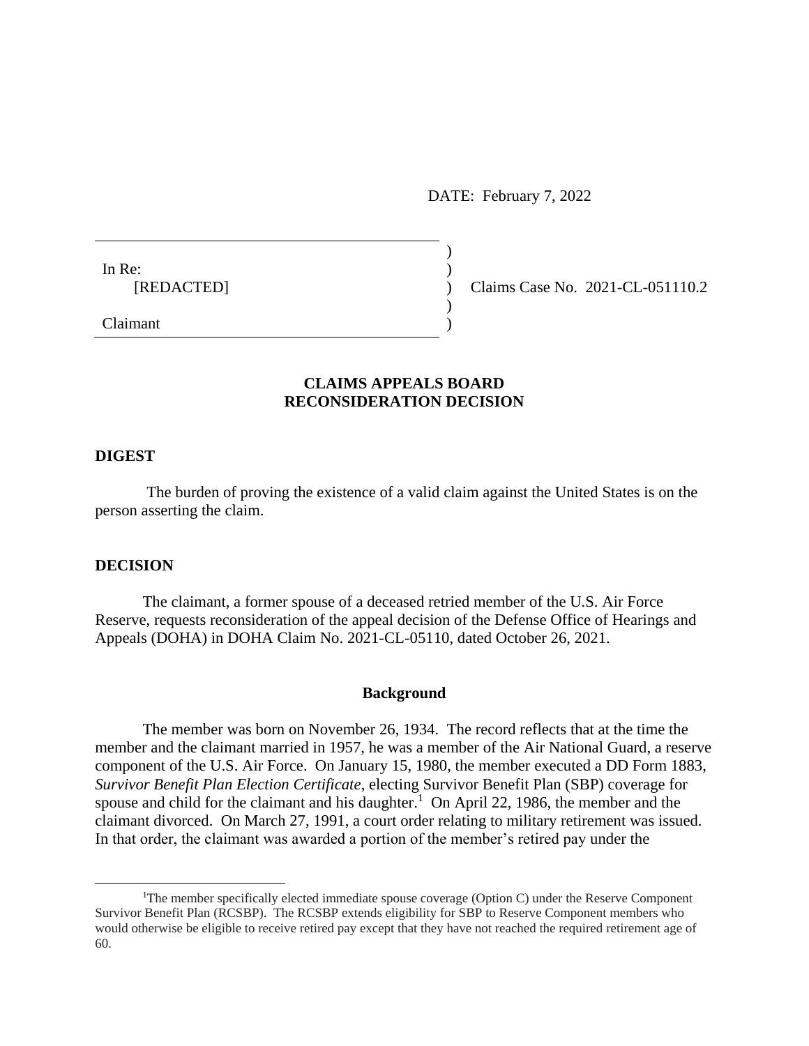DATE: February 7, 2022

| | | |
|---|---|---|
| In Re: [REDACTED] | ) | Claims Case No. 2021-CL-051110.2 |
| Claimant | ) | |

## CLAIMS APPEALS BOARD
## RECONSIDERATION DECISION

### DIGEST

The burden of proving the existence of a valid claim against the United States is on the person asserting the claim.

### DECISION

The claimant, a former spouse of a deceased retried member of the U.S. Air Force Reserve, requests reconsideration of the appeal decision of the Defense Office of Hearings and Appeals (DOHA) in DOHA Claim No. 2021-CL-05110, dated October 26, 2021.

#### Background

The member was born on November 26, 1934. The record reflects that at the time the member and the claimant married in 1957, he was a member of the Air National Guard, a reserve component of the U.S. Air Force. On January 15, 1980, the member executed a DD Form 1883, *Survivor Benefit Plan Election Certificate*, electing Survivor Benefit Plan (SBP) coverage for spouse and child for the claimant and his daughter.[1] On April 22, 1986, the member and the claimant divorced. On March 27, 1991, a court order relating to military retirement was issued. In that order, the claimant was awarded a portion of the member's retired pay under the

[1]The member specifically elected immediate spouse coverage (Option C) under the Reserve Component Survivor Benefit Plan (RCSBP). The RCSBP extends eligibility for SBP to Reserve Component members who would otherwise be eligible to receive retired pay except that they have not reached the required retirement age of 60.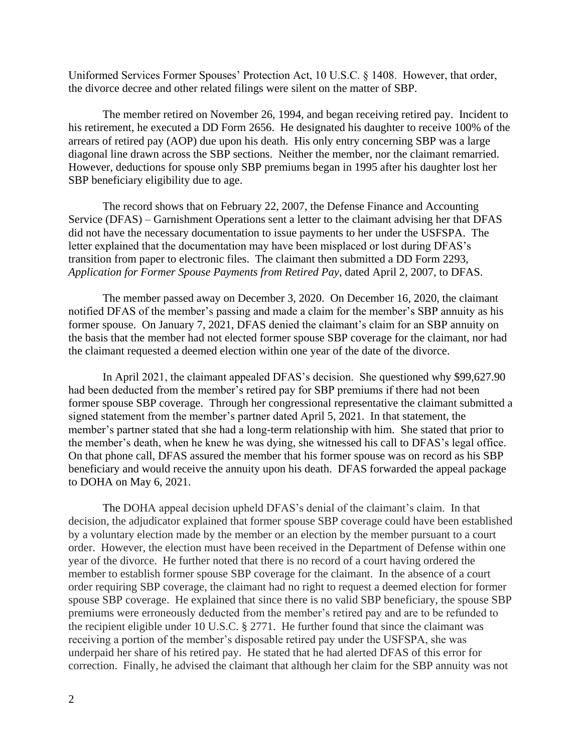Uniformed Services Former Spouses' Protection Act, 10 U.S.C. § 1408. However, that order, the divorce decree and other related filings were silent on the matter of SBP.

The member retired on November 26, 1994, and began receiving retired pay. Incident to his retirement, he executed a DD Form 2656. He designated his daughter to receive 100% of the arrears of retired pay (AOP) due upon his death. His only entry concerning SBP was a large diagonal line drawn across the SBP sections. Neither the member, nor the claimant remarried. However, deductions for spouse only SBP premiums began in 1995 after his daughter lost her SBP beneficiary eligibility due to age.

The record shows that on February 22, 2007, the Defense Finance and Accounting Service (DFAS) – Garnishment Operations sent a letter to the claimant advising her that DFAS did not have the necessary documentation to issue payments to her under the USFSPA. The letter explained that the documentation may have been misplaced or lost during DFAS's transition from paper to electronic files. The claimant then submitted a DD Form 2293, *Application for Former Spouse Payments from Retired Pay*, dated April 2, 2007, to DFAS.

The member passed away on December 3, 2020. On December 16, 2020, the claimant notified DFAS of the member's passing and made a claim for the member's SBP annuity as his former spouse. On January 7, 2021, DFAS denied the claimant's claim for an SBP annuity on the basis that the member had not elected former spouse SBP coverage for the claimant, nor had the claimant requested a deemed election within one year of the date of the divorce.

In April 2021, the claimant appealed DFAS's decision. She questioned why $99,627.90 had been deducted from the member's retired pay for SBP premiums if there had not been former spouse SBP coverage. Through her congressional representative the claimant submitted a signed statement from the member's partner dated April 5, 2021. In that statement, the member's partner stated that she had a long-term relationship with him. She stated that prior to the member's death, when he knew he was dying, she witnessed his call to DFAS's legal office. On that phone call, DFAS assured the member that his former spouse was on record as his SBP beneficiary and would receive the annuity upon his death. DFAS forwarded the appeal package to DOHA on May 6, 2021.

The DOHA appeal decision upheld DFAS's denial of the claimant's claim. In that decision, the adjudicator explained that former spouse SBP coverage could have been established by a voluntary election made by the member or an election by the member pursuant to a court order. However, the election must have been received in the Department of Defense within one year of the divorce. He further noted that there is no record of a court having ordered the member to establish former spouse SBP coverage for the claimant. In the absence of a court order requiring SBP coverage, the claimant had no right to request a deemed election for former spouse SBP coverage. He explained that since there is no valid SBP beneficiary, the spouse SBP premiums were erroneously deducted from the member's retired pay and are to be refunded to the recipient eligible under 10 U.S.C. § 2771. He further found that since the claimant was receiving a portion of the member's disposable retired pay under the USFSPA, she was underpaid her share of his retired pay. He stated that he had alerted DFAS of this error for correction. Finally, he advised the claimant that although her claim for the SBP annuity was not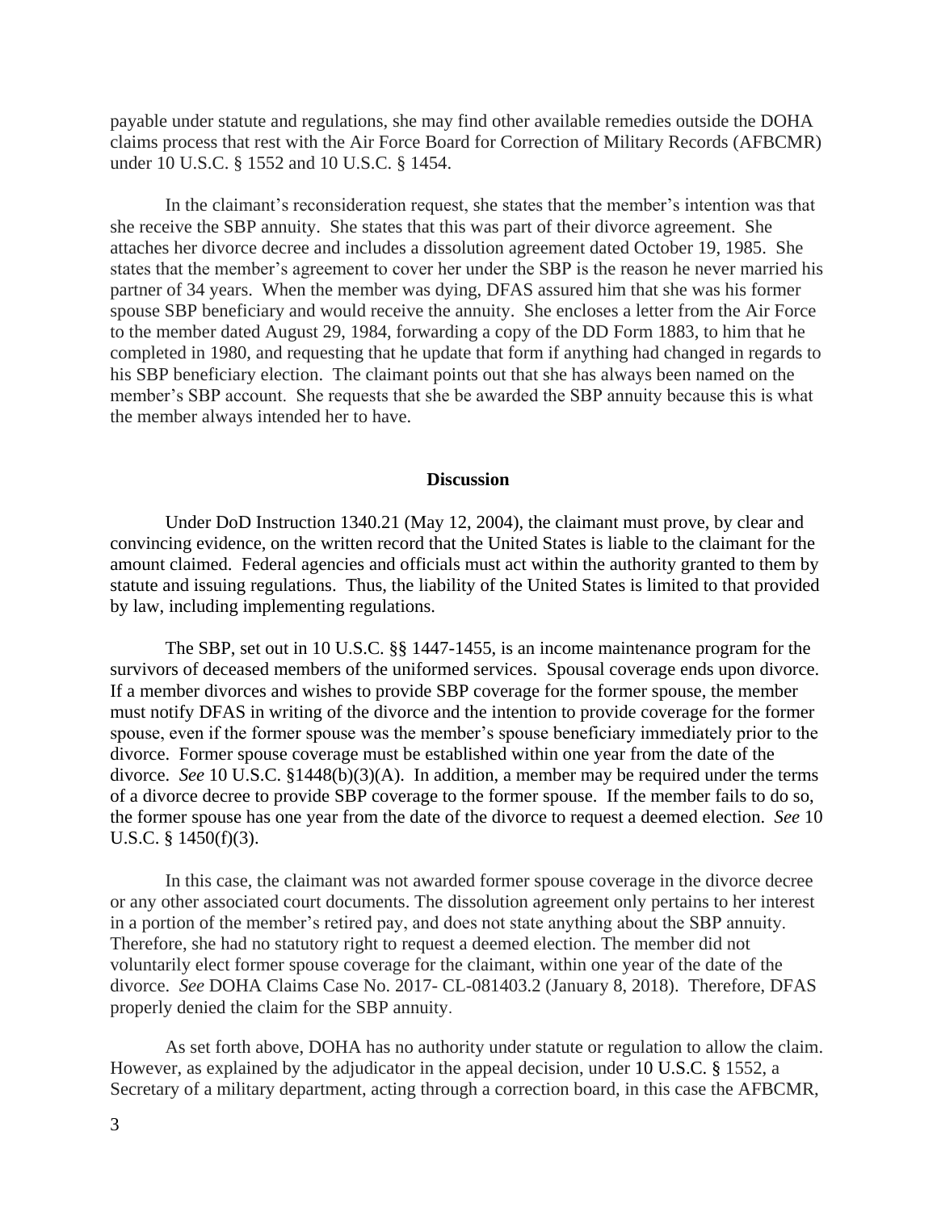payable under statute and regulations, she may find other available remedies outside the DOHA claims process that rest with the Air Force Board for Correction of Military Records (AFBCMR) under 10 U.S.C. § 1552 and 10 U.S.C. § 1454.

In the claimant's reconsideration request, she states that the member's intention was that she receive the SBP annuity. She states that this was part of their divorce agreement. She attaches her divorce decree and includes a dissolution agreement dated October 19, 1985. She states that the member's agreement to cover her under the SBP is the reason he never married his partner of 34 years. When the member was dying, DFAS assured him that she was his former spouse SBP beneficiary and would receive the annuity. She encloses a letter from the Air Force to the member dated August 29, 1984, forwarding a copy of the DD Form 1883, to him that he completed in 1980, and requesting that he update that form if anything had changed in regards to his SBP beneficiary election. The claimant points out that she has always been named on the member's SBP account. She requests that she be awarded the SBP annuity because this is what the member always intended her to have.

## Discussion

Under DoD Instruction 1340.21 (May 12, 2004), the claimant must prove, by clear and convincing evidence, on the written record that the United States is liable to the claimant for the amount claimed. Federal agencies and officials must act within the authority granted to them by statute and issuing regulations. Thus, the liability of the United States is limited to that provided by law, including implementing regulations.

The SBP, set out in 10 U.S.C. §§ 1447-1455, is an income maintenance program for the survivors of deceased members of the uniformed services. Spousal coverage ends upon divorce. If a member divorces and wishes to provide SBP coverage for the former spouse, the member must notify DFAS in writing of the divorce and the intention to provide coverage for the former spouse, even if the former spouse was the member's spouse beneficiary immediately prior to the divorce. Former spouse coverage must be established within one year from the date of the divorce. *See* 10 U.S.C. §1448(b)(3)(A). In addition, a member may be required under the terms of a divorce decree to provide SBP coverage to the former spouse. If the member fails to do so, the former spouse has one year from the date of the divorce to request a deemed election. *See* 10 U.S.C. § 1450(f)(3).

In this case, the claimant was not awarded former spouse coverage in the divorce decree or any other associated court documents. The dissolution agreement only pertains to her interest in a portion of the member's retired pay, and does not state anything about the SBP annuity. Therefore, she had no statutory right to request a deemed election. The member did not voluntarily elect former spouse coverage for the claimant, within one year of the date of the divorce. *See* DOHA Claims Case No. 2017- CL-081403.2 (January 8, 2018). Therefore, DFAS properly denied the claim for the SBP annuity.

As set forth above, DOHA has no authority under statute or regulation to allow the claim. However, as explained by the adjudicator in the appeal decision, under 10 U.S.C. § 1552, a Secretary of a military department, acting through a correction board, in this case the AFBCMR,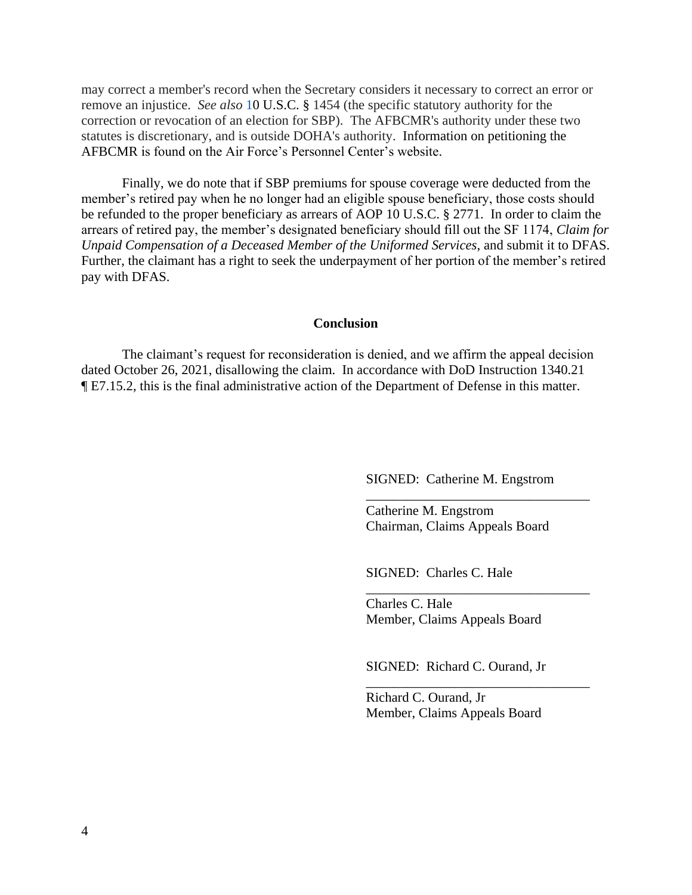may correct a member's record when the Secretary considers it necessary to correct an error or remove an injustice. *See also* 10 U.S.C. § 1454 (the specific statutory authority for the correction or revocation of an election for SBP). The AFBCMR's authority under these two statutes is discretionary, and is outside DOHA's authority. Information on petitioning the AFBCMR is found on the Air Force's Personnel Center's website.

Finally, we do note that if SBP premiums for spouse coverage were deducted from the member's retired pay when he no longer had an eligible spouse beneficiary, those costs should be refunded to the proper beneficiary as arrears of AOP 10 U.S.C. § 2771. In order to claim the arrears of retired pay, the member's designated beneficiary should fill out the SF 1174, *Claim for Unpaid Compensation of a Deceased Member of the Uniformed Services*, and submit it to DFAS. Further, the claimant has a right to seek the underpayment of her portion of the member's retired pay with DFAS.

## Conclusion

The claimant's request for reconsideration is denied, and we affirm the appeal decision dated October 26, 2021, disallowing the claim. In accordance with DoD Instruction 1340.21 ¶ E7.15.2, this is the final administrative action of the Department of Defense in this matter.

SIGNED: Catherine M. Engstrom

Catherine M. Engstrom
Chairman, Claims Appeals Board

SIGNED: Charles C. Hale

Charles C. Hale
Member, Claims Appeals Board

SIGNED: Richard C. Ourand, Jr

Richard C. Ourand, Jr
Member, Claims Appeals Board